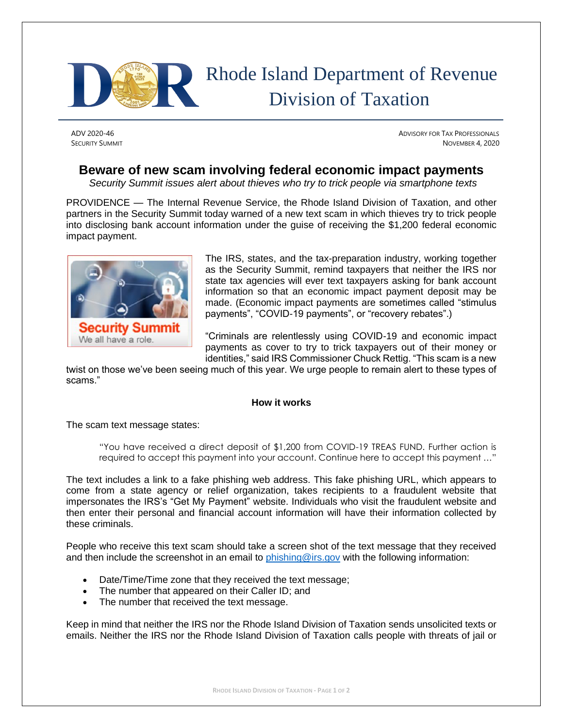# Rhode Island Department of Revenue Division of Taxation

ADV 2020-46
SECURITY SUMMIT

ADVISORY FOR TAX PROFESSIONALS
NOVEMBER 4, 2020

## Beware of new scam involving federal economic impact payments

*Security Summit issues alert about thieves who try to trick people via smartphone texts*

PROVIDENCE — The Internal Revenue Service, the Rhode Island Division of Taxation, and other partners in the Security Summit today warned of a new text scam in which thieves try to trick people into disclosing bank account information under the guise of receiving the $1,200 federal economic impact payment.

The IRS, states, and the tax-preparation industry, working together as the Security Summit, remind taxpayers that neither the IRS nor state tax agencies will ever text taxpayers asking for bank account information so that an economic impact payment deposit may be made. (Economic impact payments are sometimes called "stimulus payments", "COVID-19 payments", or "recovery rebates".)

"Criminals are relentlessly using COVID-19 and economic impact payments as cover to try to trick taxpayers out of their money or identities," said IRS Commissioner Chuck Rettig. "This scam is a new twist on those we've been seeing much of this year. We urge people to remain alert to these types of scams."

### How it works

The scam text message states:

> "You have received a direct deposit of $1,200 from COVID-19 TREAS FUND. Further action is required to accept this payment into your account. Continue here to accept this payment …"

The text includes a link to a fake phishing web address. This fake phishing URL, which appears to come from a state agency or relief organization, takes recipients to a fraudulent website that impersonates the IRS's "Get My Payment" website. Individuals who visit the fraudulent website and then enter their personal and financial account information will have their information collected by these criminals.

People who receive this text scam should take a screen shot of the text message that they received and then include the screenshot in an email to phishing@irs.gov with the following information:

- Date/Time/Time zone that they received the text message;
- The number that appeared on their Caller ID; and
- The number that received the text message.

Keep in mind that neither the IRS nor the Rhode Island Division of Taxation sends unsolicited texts or emails. Neither the IRS nor the Rhode Island Division of Taxation calls people with threats of jail or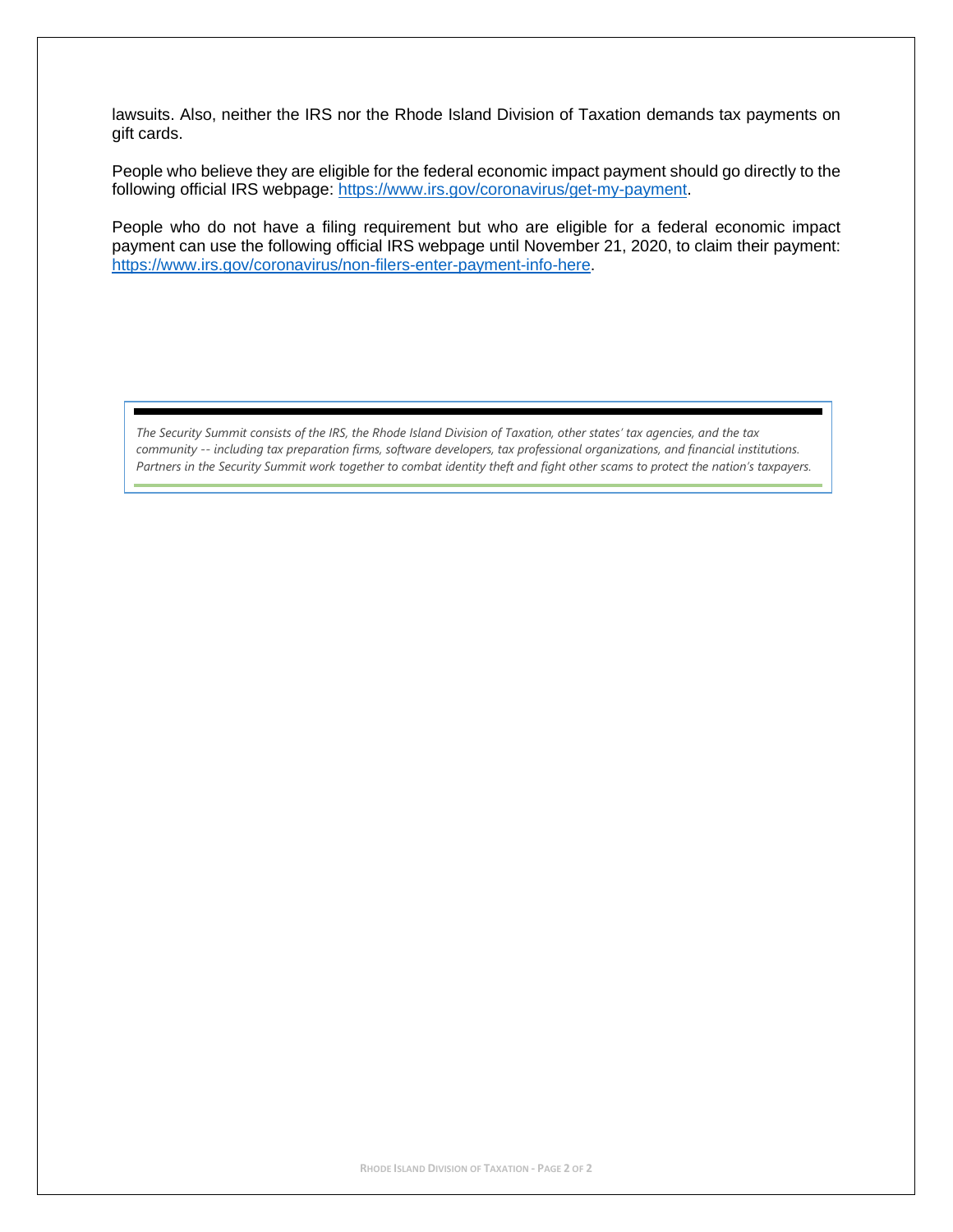lawsuits. Also, neither the IRS nor the Rhode Island Division of Taxation demands tax payments on gift cards.

People who believe they are eligible for the federal economic impact payment should go directly to the following official IRS webpage: [https://www.irs.gov/coronavirus/get-my-payment](https://www.irs.gov/coronavirus/get-my-payment).

People who do not have a filing requirement but who are eligible for a federal economic impact payment can use the following official IRS webpage until November 21, 2020, to claim their payment: [https://www.irs.gov/coronavirus/non-filers-enter-payment-info-here](https://www.irs.gov/coronavirus/non-filers-enter-payment-info-here).

---

*The Security Summit consists of the IRS, the Rhode Island Division of Taxation, other states' tax agencies, and the tax community -- including tax preparation firms, software developers, tax professional organizations, and financial institutions. Partners in the Security Summit work together to combat identity theft and fight other scams to protect the nation's taxpayers.*